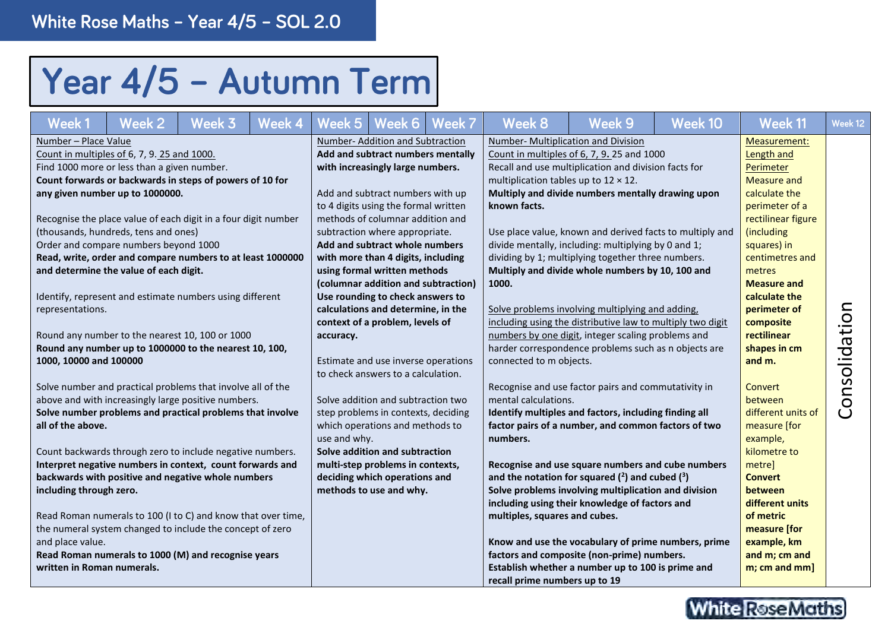# Year 4/5 – Autumn Term

| Week 1 – Week 4 | Week 5 – Week 7 | Week 8 – Week 10 | Week 11 | Week 12 |
|---|---|---|---|---|
| Number – Place Value<br>Count in multiples of 6, 7, 9. 25 and 1000.<br>Find 1000 more or less than a given number.<br>**Count forwards or backwards in steps of powers of 10 for any given number up to 1000000.**<br><br>Recognise the place value of each digit in a four digit number (thousands, hundreds, tens and ones)<br>Order and compare numbers beyond 1000<br>**Read, write, order and compare numbers to at least 1000000 and determine the value of each digit.**<br><br>Identify, represent and estimate numbers using different representations.<br><br>Round any number to the nearest 10, 100 or 1000<br>**Round any number up to 1000000 to the nearest 10, 100, 1000, 10000 and 100000**<br><br>Solve number and practical problems that involve all of the above and with increasingly large positive numbers.<br>**Solve number problems and practical problems that involve all of the above.**<br><br>Count backwards through zero to include negative numbers.<br>**Interpret negative numbers in context, count forwards and backwards with positive and negative whole numbers including through zero.**<br><br>Read Roman numerals to 100 (I to C) and know that over time, the numeral system changed to include the concept of zero and place value.<br>**Read Roman numerals to 1000 (M) and recognise years written in Roman numerals.** | Number- Addition and Subtraction<br>**Add and subtract numbers mentally with increasingly large numbers.**<br><br>Add and subtract numbers with up to 4 digits using the formal written methods of columnar addition and subtraction where appropriate.<br>**Add and subtract whole numbers with more than 4 digits, including using formal written methods (columnar addition and subtraction)**<br>**Use rounding to check answers to calculations and determine, in the context of a problem, levels of accuracy.**<br><br>Estimate and use inverse operations to check answers to a calculation.<br><br>Solve addition and subtraction two step problems in contexts, deciding which operations and methods to use and why.<br>**Solve addition and subtraction multi-step problems in contexts, deciding which operations and methods to use and why.** | Number- Multiplication and Division<br>Count in multiples of 6, 7, 9. 25 and 1000<br>Recall and use multiplication and division facts for multiplication tables up to 12 × 12.<br>**Multiply and divide numbers mentally drawing upon known facts.**<br><br>Use place value, known and derived facts to multiply and divide mentally, including: multiplying by 0 and 1; dividing by 1; multiplying together three numbers.<br>**Multiply and divide whole numbers by 10, 100 and 1000.**<br><br>Solve problems involving multiplying and adding, including using the distributive law to multiply two digit numbers by one digit, integer scaling problems and harder correspondence problems such as n objects are connected to m objects.<br><br>Recognise and use factor pairs and commutativity in mental calculations.<br>**Identify multiples and factors, including finding all factor pairs of a number, and common factors of two numbers.**<br><br>**Recognise and use square numbers and cube numbers and the notation for squared ($^2$) and cubed ($^3$)**<br>**Solve problems involving multiplication and division including using their knowledge of factors and multiples, squares and cubes.**<br><br>**Know and use the vocabulary of prime numbers, prime factors and composite (non-prime) numbers.**<br>**Establish whether a number up to 100 is prime and recall prime numbers up to 19** | Measurement: Length and Perimeter<br>Measure and calculate the perimeter of a rectilinear figure (including squares) in centimetres and metres<br>**Measure and calculate the perimeter of composite rectilinear shapes in cm and m.**<br><br>Convert between different units of measure [for example, kilometre to metre]<br>**Convert between different units of metric measure [for example, km and m; cm and m; cm and mm]** | Consolidation |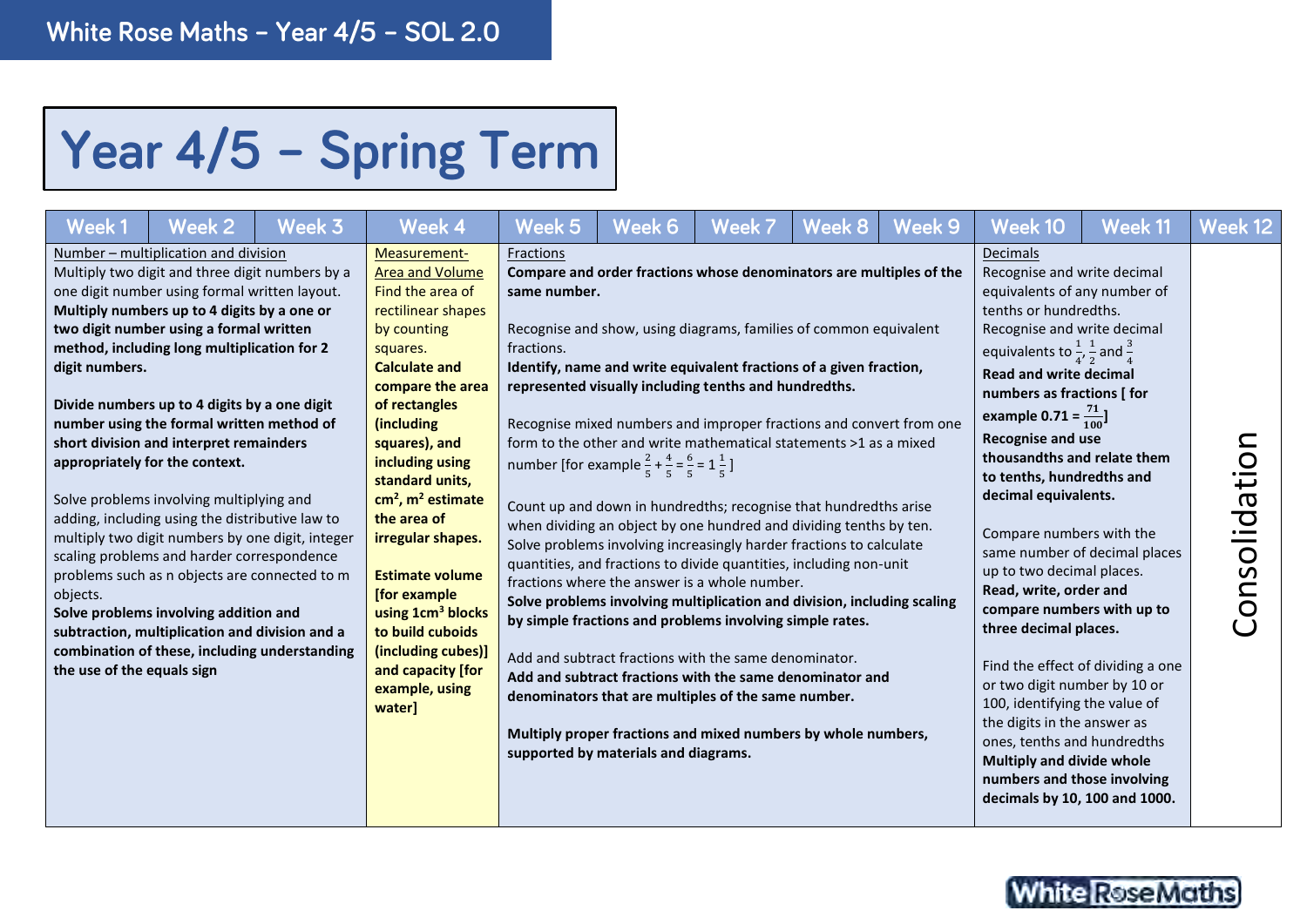# Year 4/5 – Spring Term

| Week 1 | Week 2 | Week 3 | Week 4 | Week 5 | Week 6 | Week 7 | Week 8 | Week 9 | Week 10 | Week 11 | Week 12 |
|---|---|---|---|---|---|---|---|---|---|---|---|
| Number – multiplication and division<br>Multiply two digit and three digit numbers by a one digit number using formal written layout.<br>**Multiply numbers up to 4 digits by a one or two digit number using a formal written method, including long multiplication for 2 digit numbers.**<br><br>**Divide numbers up to 4 digits by a one digit number using the formal written method of short division and interpret remainders appropriately for the context.**<br><br>Solve problems involving multiplying and adding, including using the distributive law to multiply two digit numbers by one digit, integer scaling problems and harder correspondence problems such as n objects are connected to m objects.<br>**Solve problems involving addition and subtraction, multiplication and division and a combination of these, including understanding the use of the equals sign** | | | Measurement- Area and Volume<br>Find the area of rectilinear shapes by counting squares.<br>**Calculate and compare the area of rectangles (including squares), and including using standard units, $cm^2$, $m^2$ estimate the area of irregular shapes.**<br><br>**Estimate volume [for example using $1cm^3$ blocks to build cuboids (including cubes)] and capacity [for example, using water]** | Fractions<br>**Compare and order fractions whose denominators are multiples of the same number.**<br><br>Recognise and show, using diagrams, families of common equivalent fractions.<br>**Identify, name and write equivalent fractions of a given fraction, represented visually including tenths and hundredths.**<br><br>Recognise mixed numbers and improper fractions and convert from one form to the other and write mathematical statements >1 as a mixed number [for example $\frac{2}{5} + \frac{4}{5} = \frac{6}{5} = 1\frac{1}{5}$]<br><br>Count up and down in hundredths; recognise that hundredths arise when dividing an object by one hundred and dividing tenths by ten.<br>Solve problems involving increasingly harder fractions to calculate quantities, and fractions to divide quantities, including non-unit fractions where the answer is a whole number.<br>**Solve problems involving multiplication and division, including scaling by simple fractions and problems involving simple rates.**<br><br>Add and subtract fractions with the same denominator.<br>**Add and subtract fractions with the same denominator and denominators that are multiples of the same number.**<br><br>**Multiply proper fractions and mixed numbers by whole numbers, supported by materials and diagrams.** | | | | | Decimals<br>Recognise and write decimal equivalents of any number of tenths or hundredths.<br>Recognise and write decimal equivalents to $\frac{1}{4}$, $\frac{1}{2}$ and $\frac{3}{4}$<br>**Read and write decimal numbers as fractions [ for example 0.71 = $\frac{71}{100}$]**<br>**Recognise and use thousandths and relate them to tenths, hundredths and decimal equivalents.**<br><br>Compare numbers with the same number of decimal places up to two decimal places.<br>**Read, write, order and compare numbers with up to three decimal places.**<br><br>Find the effect of dividing a one or two digit number by 10 or 100, identifying the value of the digits in the answer as ones, tenths and hundredths<br>**Multiply and divide whole numbers and those involving decimals by 10, 100 and 1000.** | | Consolidation |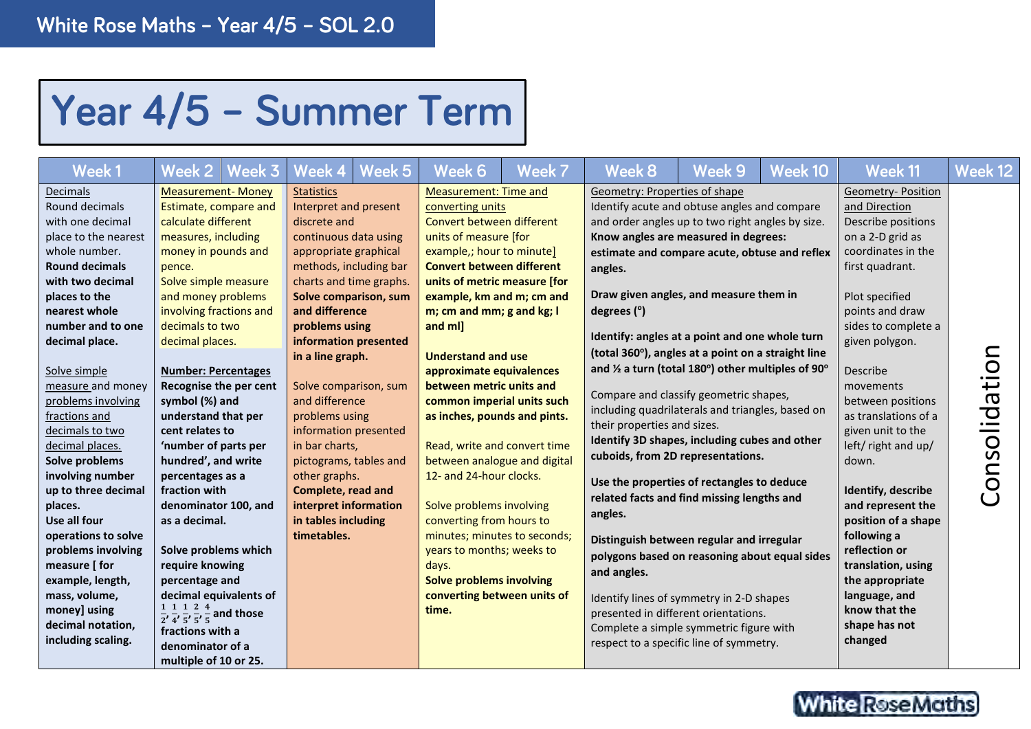White Rose Maths – Year 4/5 – SOL 2.0

# Year 4/5 – Summer Term

| Week 1 | Week 2 | Week 3 | Week 4 | Week 5 | Week 6 | Week 7 | Week 8 | Week 9 | Week 10 | Week 11 | Week 12 |
|---|---|---|---|---|---|---|---|---|---|---|---|
| Decimals<br>Round decimals with one decimal place to the nearest whole number.<br>**Round decimals with two decimal places to the nearest whole number and to one decimal place.**<br><br>Solve simple measure and money problems involving fractions and decimals to two decimal places.<br>**Solve problems involving number up to three decimal places.**<br>**Use all four operations to solve problems involving measure [ for example, length, mass, volume, money] using decimal notation, including scaling.** | Measurement- Money<br>Estimate, compare and calculate different measures, including money in pounds and pence.<br>Solve simple measure and money problems involving fractions and decimals to two decimal places.<br><br>**Number: Percentages**<br>**Recognise the per cent symbol (%) and understand that per cent relates to 'number of parts per hundred', and write percentages as a fraction with denominator 100, and as a decimal.**<br><br>**Solve problems which require knowing percentage and decimal equivalents of $\frac{1}{2}, \frac{1}{4}, \frac{1}{5}, \frac{2}{5}, \frac{4}{5}$ and those fractions with a denominator of a multiple of 10 or 25.** | | Statistics<br>Interpret and present discrete and continuous data using appropriate graphical methods, including bar charts and time graphs.<br>**Solve comparison, sum and difference problems using information presented in a line graph.**<br><br>Solve comparison, sum and difference problems using information presented in bar charts, pictograms, tables and other graphs.<br>**Complete, read and interpret information in tables including timetables.** | | Measurement: Time and converting units<br>Convert between different units of measure [for example,; hour to minute]<br>**Convert between different units of metric measure [for example, km and m; cm and m; cm and mm; g and kg; l and ml]**<br><br>**Understand and use approximate equivalences between metric units and common imperial units such as inches, pounds and pints.**<br><br>Read, write and convert time between analogue and digital 12- and 24-hour clocks.<br><br>Solve problems involving converting from hours to minutes; minutes to seconds; years to months; weeks to days.<br>**Solve problems involving converting between units of time.** | | Geometry: Properties of shape<br>Identify acute and obtuse angles and compare and order angles up to two right angles by size.<br>**Know angles are measured in degrees: estimate and compare acute, obtuse and reflex angles.**<br><br>**Draw given angles, and measure them in degrees (°)**<br><br>**Identify: angles at a point and one whole turn (total 360°), angles at a point on a straight line and ½ a turn (total 180°) other multiples of 90°**<br><br>Compare and classify geometric shapes, including quadrilaterals and triangles, based on their properties and sizes.<br>**Identify 3D shapes, including cubes and other cuboids, from 2D representations.**<br><br>**Use the properties of rectangles to deduce related facts and find missing lengths and angles.**<br><br>**Distinguish between regular and irregular polygons based on reasoning about equal sides and angles.**<br><br>Identify lines of symmetry in 2-D shapes presented in different orientations.<br>Complete a simple symmetric figure with respect to a specific line of symmetry. | | | Geometry- Position and Direction<br>Describe positions on a 2-D grid as coordinates in the first quadrant.<br><br>Plot specified points and draw sides to complete a given polygon.<br><br>Describe movements between positions as translations of a given unit to the left/ right and up/ down.<br><br>**Identify, describe and represent the position of a shape following a reflection or translation, using the appropriate language, and know that the shape has not changed** | Consolidation |